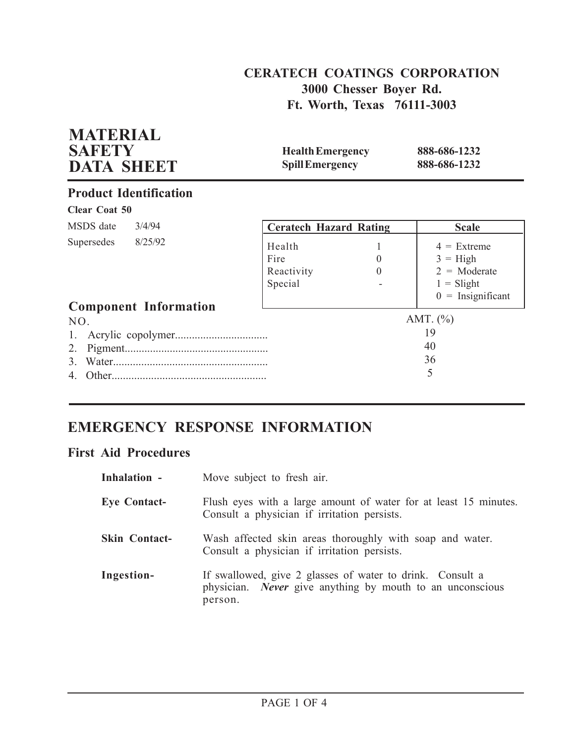**CERATECH COATINGS CORPORATION**
**3000 Chesser Boyer Rd.**
**Ft. Worth, Texas 76111-3003**

# MATERIAL SAFETY DATA SHEET

| | |
|---|---|
| **Health Emergency** | **888-686-1232** |
| **Spill Emergency** | **888-686-1232** |

## Product Identification

**Clear Coat 50**

MSDS date 3/4/94
Supersedes 8/25/92

| Ceratech Hazard Rating | | Scale |
|---|---|---|
| Health | 1 | 4 = Extreme |
| Fire | 0 | 3 = High |
| Reactivity | 0 | 2 = Moderate |
| Special | - | 1 = Slight |
| | | 0 = Insignificant |

## Component Information

| NO. | AMT. (%) |
|---|---|
| 1. Acrylic copolymer | 19 |
| 2. Pigment | 40 |
| 3. Water | 36 |
| 4. Other | 5 |

## EMERGENCY RESPONSE INFORMATION

### First Aid Procedures

**Inhalation -** Move subject to fresh air.

**Eye Contact-** Flush eyes with a large amount of water for at least 15 minutes. Consult a physician if irritation persists.

**Skin Contact-** Wash affected skin areas thoroughly with soap and water. Consult a physician if irritation persists.

**Ingestion-** If swallowed, give 2 glasses of water to drink. Consult a physician. ***Never*** give anything by mouth to an unconscious person.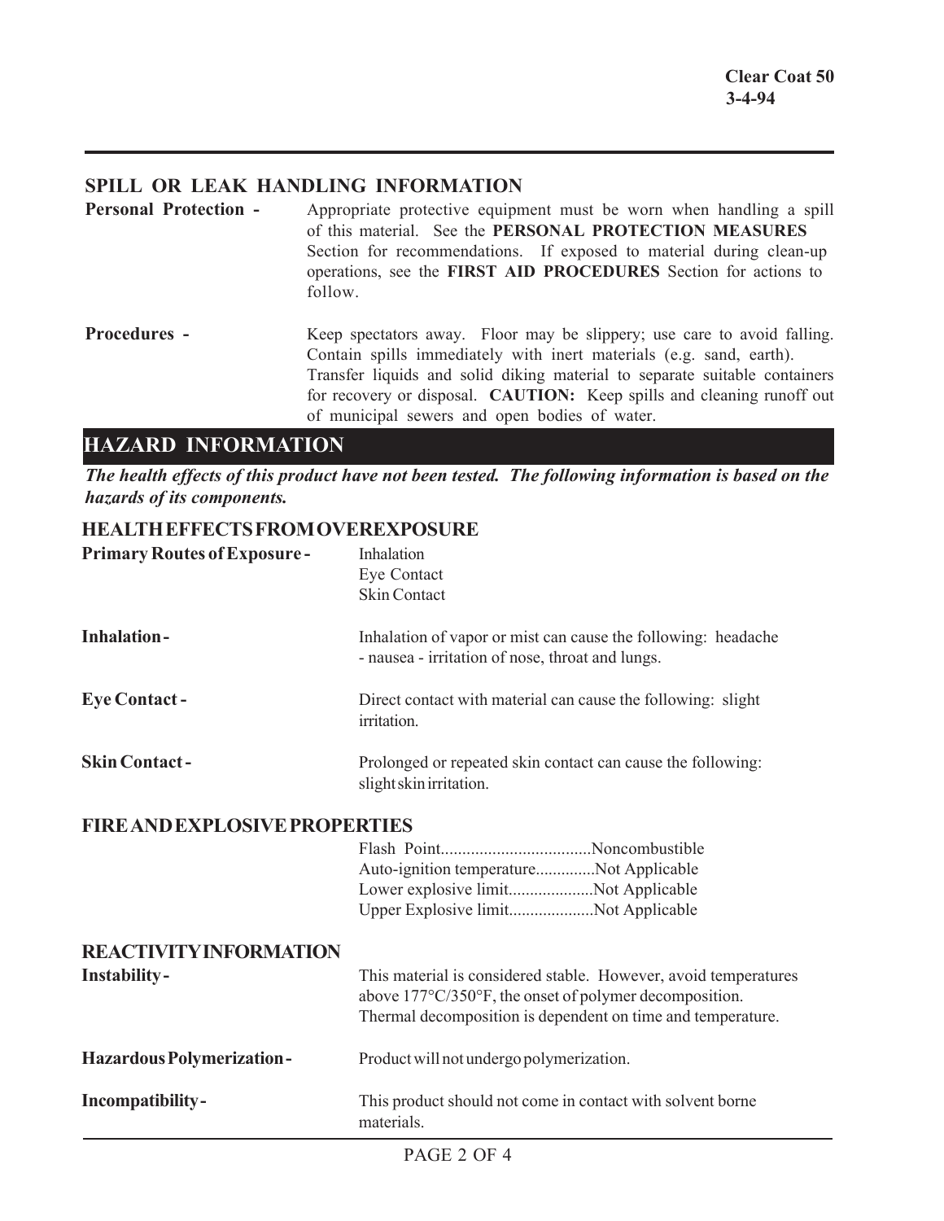## SPILL OR LEAK HANDLING INFORMATION

**Personal Protection -** Appropriate protective equipment must be worn when handling a spill of this material. See the **PERSONAL PROTECTION MEASURES** Section for recommendations. If exposed to material during clean-up operations, see the **FIRST AID PROCEDURES** Section for actions to follow.

**Procedures -** Keep spectators away. Floor may be slippery; use care to avoid falling. Contain spills immediately with inert materials (e.g. sand, earth). Transfer liquids and solid diking material to separate suitable containers for recovery or disposal. **CAUTION:** Keep spills and cleaning runoff out of municipal sewers and open bodies of water.

# HAZARD INFORMATION

***The health effects of this product have not been tested. The following information is based on the hazards of its components.***

## HEALTH EFFECTS FROM OVEREXPOSURE

**Primary Routes of Exposure -** Inhalation
Eye Contact
Skin Contact

**Inhalation -** Inhalation of vapor or mist can cause the following: headache - nausea - irritation of nose, throat and lungs.

**Eye Contact -** Direct contact with material can cause the following: slight irritation.

**Skin Contact -** Prolonged or repeated skin contact can cause the following: slight skin irritation.

## FIRE AND EXPLOSIVE PROPERTIES

Flash Point..................................Noncombustible
Auto-ignition temperature..............Not Applicable
Lower explosive limit....................Not Applicable
Upper Explosive limit....................Not Applicable

## REACTIVITY INFORMATION

**Instability -** This material is considered stable. However, avoid temperatures above 177°C/350°F, the onset of polymer decomposition. Thermal decomposition is dependent on time and temperature.

**Hazardous Polymerization -** Product will not undergo polymerization.

**Incompatibility -** This product should not come in contact with solvent borne materials.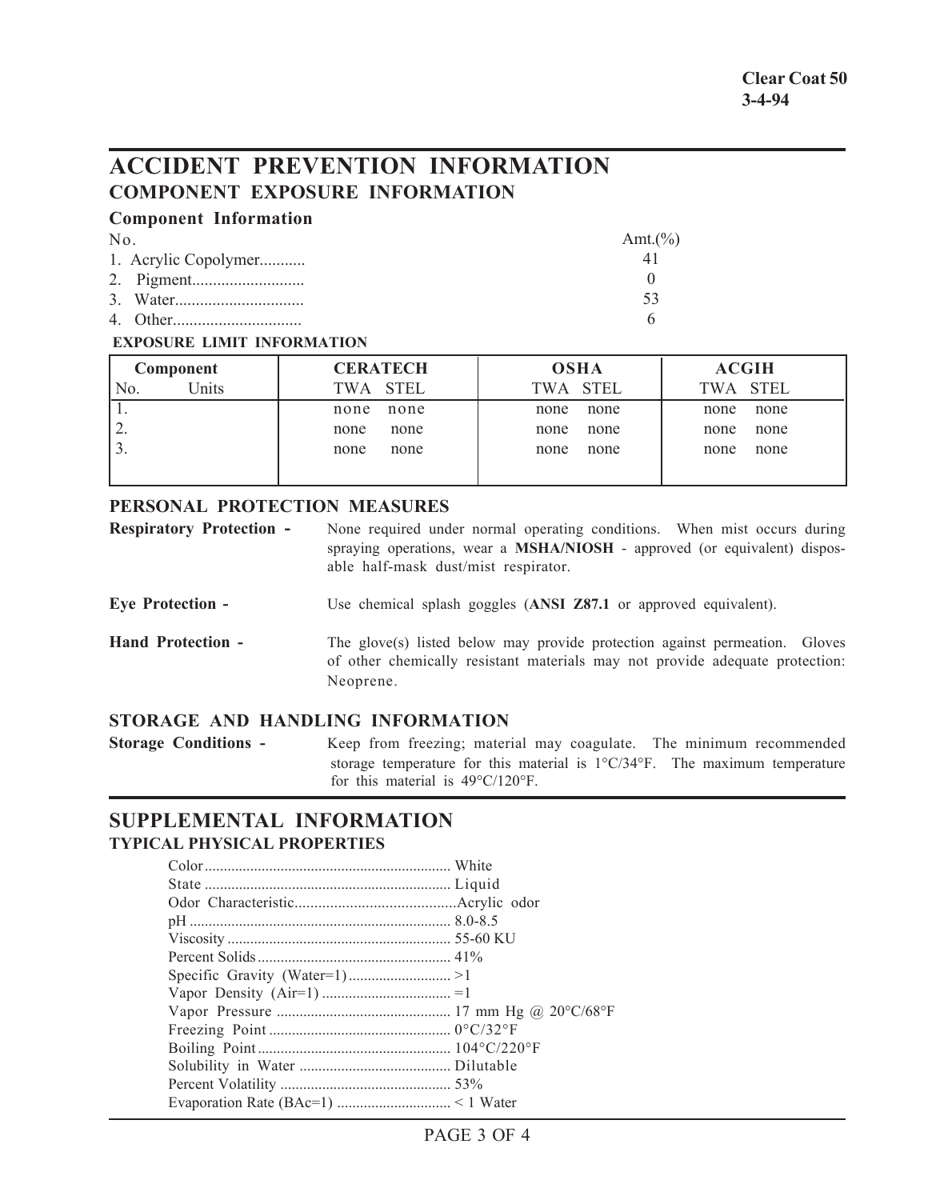**Clear Coat 50**
**3-4-94**

# ACCIDENT PREVENTION INFORMATION

## COMPONENT EXPOSURE INFORMATION

### Component Information

| No. | Amt.(%) |
|---|---|
| 1. Acrylic Copolymer........... | 41 |
| 2. Pigment.......................... | 0 |
| 3. Water.............................. | 53 |
| 4. Other.............................. | 6 |

**EXPOSURE LIMIT INFORMATION**

| Component | | CERATECH | | OSHA | | ACGIH | |
|---|---|---|---|---|---|---|---|
| No. | Units | TWA | STEL | TWA | STEL | TWA | STEL |
| 1. | | none | none | none | none | none | none |
| 2. | | none | none | none | none | none | none |
| 3. | | none | none | none | none | none | none |

### PERSONAL PROTECTION MEASURES

**Respiratory Protection -** None required under normal operating conditions. When mist occurs during spraying operations, wear a **MSHA/NIOSH** - approved (or equivalent) disposable half-mask dust/mist respirator.

**Eye Protection -** Use chemical splash goggles (**ANSI Z87.1** or approved equivalent).

**Hand Protection -** The glove(s) listed below may provide protection against permeation. Gloves of other chemically resistant materials may not provide adequate protection: Neoprene.

### STORAGE AND HANDLING INFORMATION

**Storage Conditions -** Keep from freezing; material may coagulate. The minimum recommended storage temperature for this material is 1°C/34°F. The maximum temperature for this material is 49°C/120°F.

# SUPPLEMENTAL INFORMATION

## TYPICAL PHYSICAL PROPERTIES

| Property | Value |
|---|---|
| Color | White |
| State | Liquid |
| Odor Characteristic | Acrylic odor |
| pH | 8.0-8.5 |
| Viscosity | 55-60 KU |
| Percent Solids | 41% |
| Specific Gravity (Water=1) | >1 |
| Vapor Density (Air=1) | =1 |
| Vapor Pressure | 17 mm Hg @ 20°C/68°F |
| Freezing Point | 0°C/32°F |
| Boiling Point | 104°C/220°F |
| Solubility in Water | Dilutable |
| Percent Volatility | 53% |
| Evaporation Rate (BAc=1) | < 1 Water |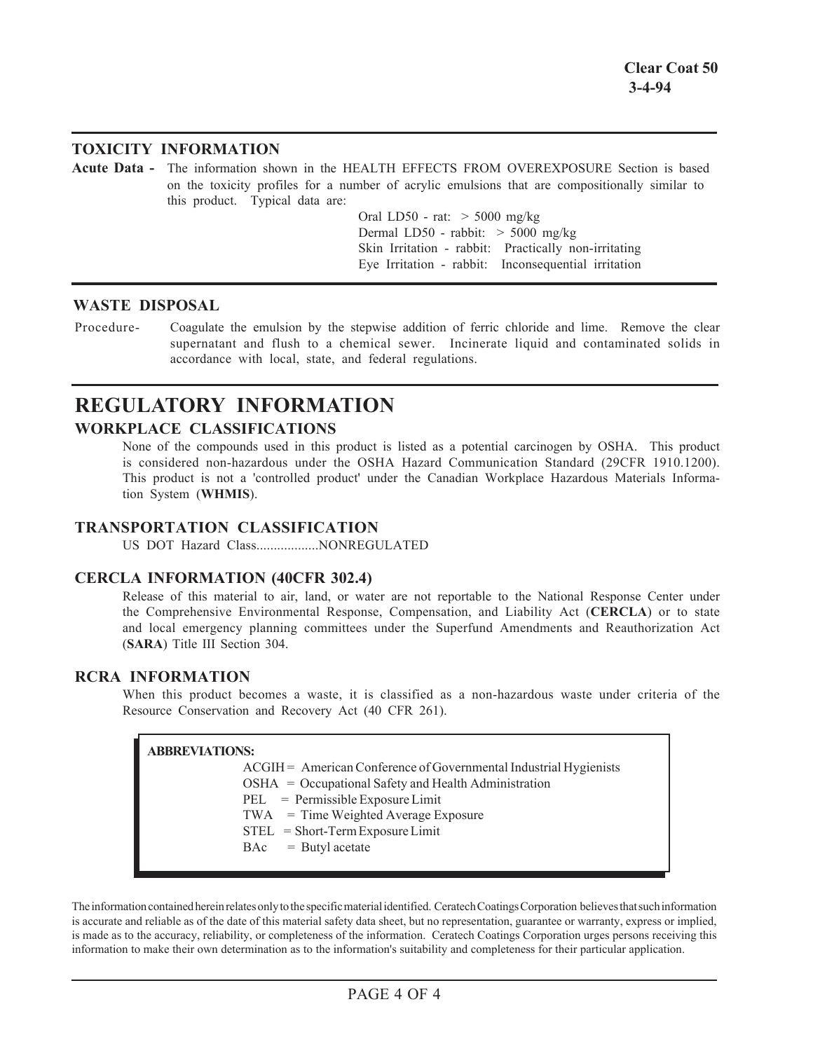**Clear Coat 50**
**3-4-94**

## TOXICITY INFORMATION

**Acute Data -** The information shown in the HEALTH EFFECTS FROM OVEREXPOSURE Section is based on the toxicity profiles for a number of acrylic emulsions that are compositionally similar to this product. Typical data are:

Oral LD50 - rat: > 5000 mg/kg
Dermal LD50 - rabbit: > 5000 mg/kg
Skin Irritation - rabbit: Practically non-irritating
Eye Irritation - rabbit: Inconsequential irritation

## WASTE DISPOSAL

Procedure- Coagulate the emulsion by the stepwise addition of ferric chloride and lime. Remove the clear supernatant and flush to a chemical sewer. Incinerate liquid and contaminated solids in accordance with local, state, and federal regulations.

# REGULATORY INFORMATION

## WORKPLACE CLASSIFICATIONS

None of the compounds used in this product is listed as a potential carcinogen by OSHA. This product is considered non-hazardous under the OSHA Hazard Communication Standard (29CFR 1910.1200). This product is not a 'controlled product' under the Canadian Workplace Hazardous Materials Information System (**WHMIS**).

## TRANSPORTATION CLASSIFICATION

US DOT Hazard Class..................NONREGULATED

## CERCLA INFORMATION (40CFR 302.4)

Release of this material to air, land, or water are not reportable to the National Response Center under the Comprehensive Environmental Response, Compensation, and Liability Act (**CERCLA**) or to state and local emergency planning committees under the Superfund Amendments and Reauthorization Act (**SARA**) Title III Section 304.

## RCRA INFORMATION

When this product becomes a waste, it is classified as a non-hazardous waste under criteria of the Resource Conservation and Recovery Act (40 CFR 261).

**ABBREVIATIONS:**

ACGIH = American Conference of Governmental Industrial Hygienists
OSHA = Occupational Safety and Health Administration
PEL = Permissible Exposure Limit
TWA = Time Weighted Average Exposure
STEL = Short-Term Exposure Limit
BAc = Butyl acetate

The information contained herein relates only to the specific material identified. Ceratech Coatings Corporation believes that such information is accurate and reliable as of the date of this material safety data sheet, but no representation, guarantee or warranty, express or implied, is made as to the accuracy, reliability, or completeness of the information. Ceratech Coatings Corporation urges persons receiving this information to make their own determination as to the information's suitability and completeness for their particular application.